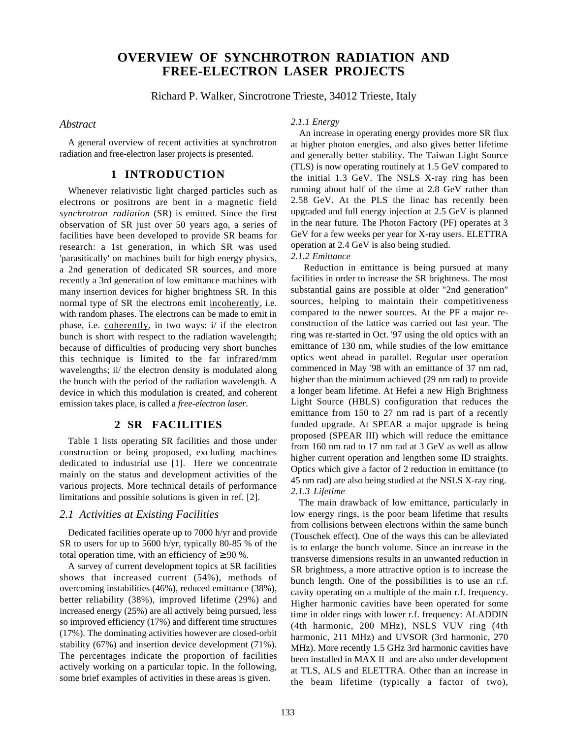# OVERVIEW OF SYNCHROTRON RADIATION AND FREE-ELECTRON LASER PROJECTS

Richard P. Walker, Sincrotrone Trieste, 34012 Trieste, Italy

## *Abstract*

A general overview of recent activities at synchrotron radiation and free-electron laser projects is presented.

## 1 INTRODUCTION

Whenever relativistic light charged particles such as electrons or positrons are bent in a magnetic field *synchrotron radiation* (SR) is emitted. Since the first observation of SR just over 50 years ago, a series of facilities have been developed to provide SR beams for research: a 1st generation, in which SR was used 'parasitically' on machines built for high energy physics, a 2nd generation of dedicated SR sources, and more recently a 3rd generation of low emittance machines with many insertion devices for higher brightness SR. In this normal type of SR the electrons emit incoherently, i.e. with random phases. The electrons can be made to emit in phase, i.e. coherently, in two ways: i/ if the electron bunch is short with respect to the radiation wavelength; because of difficulties of producing very short bunches this technique is limited to the far infrared/mm wavelengths; ii/ the electron density is modulated along the bunch with the period of the radiation wavelength. A device in which this modulation is created, and coherent emission takes place, is called a *free-electron laser*.

## 2 SR FACILITIES

Table 1 lists operating SR facilities and those under construction or being proposed, excluding machines dedicated to industrial use [1]. Here we concentrate mainly on the status and development activities of the various projects. More technical details of performance limitations and possible solutions is given in ref. [2].

### *2.1 Activities at Existing Facilities*

Dedicated facilities operate up to 7000 h/yr and provide SR to users for up to 5600 h/yr, typically 80-85 % of the total operation time, with an efficiency of $\geq$90 %.

A survey of current development topics at SR facilities shows that increased current (54%), methods of overcoming instabilities (46%), reduced emittance (38%), better reliability (38%), improved lifetime (29%) and increased energy (25%) are all actively being pursued, less so improved efficiency (17%) and different time structures (17%). The dominating activities however are closed-orbit stability (67%) and insertion device development (71%). The percentages indicate the proportion of facilities actively working on a particular topic. In the following, some brief examples of activities in these areas is given.

#### *2.1.1 Energy*

An increase in operating energy provides more SR flux at higher photon energies, and also gives better lifetime and generally better stability. The Taiwan Light Source (TLS) is now operating routinely at 1.5 GeV compared to the initial 1.3 GeV. The NSLS X-ray ring has been running about half of the time at 2.8 GeV rather than 2.58 GeV. At the PLS the linac has recently been upgraded and full energy injection at 2.5 GeV is planned in the near future. The Photon Factory (PF) operates at 3 GeV for a few weeks per year for X-ray users. ELETTRA operation at 2.4 GeV is also being studied.

#### *2.1.2 Emittance*

Reduction in emittance is being pursued at many facilities in order to increase the SR brightness. The most substantial gains are possible at older "2nd generation" sources, helping to maintain their competitiveness compared to the newer sources. At the PF a major re-construction of the lattice was carried out last year. The ring was re-started in Oct. '97 using the old optics with an emittance of 130 nm, while studies of the low emittance optics went ahead in parallel. Regular user operation commenced in May '98 with an emittance of 37 nm rad, higher than the minimum achieved (29 nm rad) to provide a longer beam lifetime. At Hefei a new High Brightness Light Source (HBLS) configuration that reduces the emittance from 150 to 27 nm rad is part of a recently funded upgrade. At SPEAR a major upgrade is being proposed (SPEAR III) which will reduce the emittance from 160 nm rad to 17 nm rad at 3 GeV as well as allow higher current operation and lengthen some ID straights. Optics which give a factor of 2 reduction in emittance (to 45 nm rad) are also being studied at the NSLS X-ray ring.

#### *2.1.3 Lifetime*

The main drawback of low emittance, particularly in low energy rings, is the poor beam lifetime that results from collisions between electrons within the same bunch (Touschek effect). One of the ways this can be alleviated is to enlarge the bunch volume. Since an increase in the transverse dimensions results in an unwanted reduction in SR brightness, a more attractive option is to increase the bunch length. One of the possibilities is to use an r.f. cavity operating on a multiple of the main r.f. frequency. Higher harmonic cavities have been operated for some time in older rings with lower r.f. frequency: ALADDIN (4th harmonic, 200 MHz), NSLS VUV ring (4th harmonic, 211 MHz) and UVSOR (3rd harmonic, 270 MHz). More recently 1.5 GHz 3rd harmonic cavities have been installed in MAX II and are also under development at TLS, ALS and ELETTRA. Other than an increase in the beam lifetime (typically a factor of two),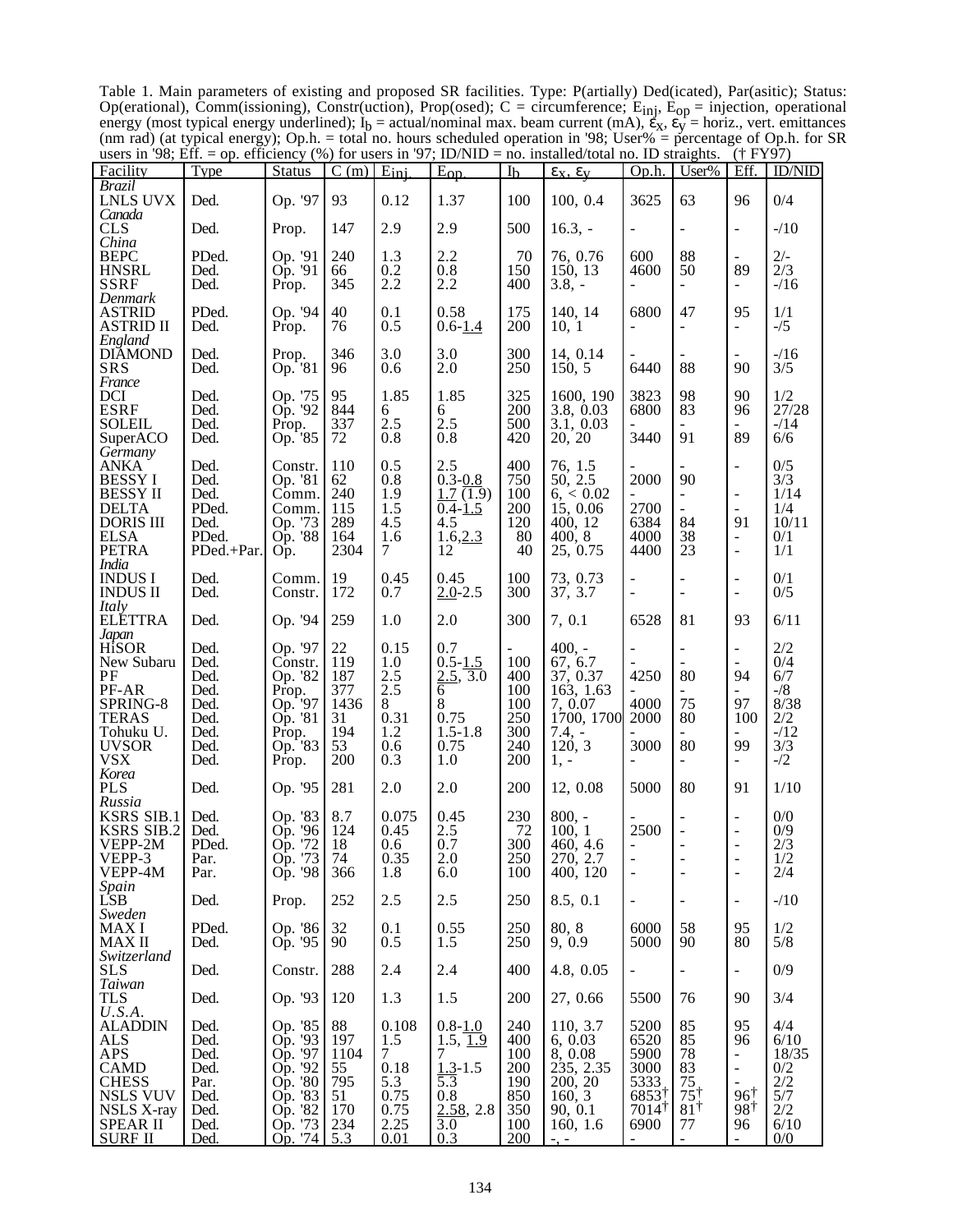Table 1. Main parameters of existing and proposed SR facilities. Type: P(artially) Ded(icated), Par(asitic); Status: Op(erational), Comm(issioning), Constr(uction), Prop(osed); C = circumference; $E_{inj}$, $E_{op}$ = injection, operational energy (most typical energy underlined); $I_b$ = actual/nominal max. beam current (mA), $\varepsilon_x$, $\varepsilon_y$ = horiz., vert. emittances (nm rad) (at typical energy); Op.h. = total no. hours scheduled operation in '98; User% = percentage of Op.h. for SR users in '98; Eff. = op. efficiency (%) for users in '97; ID/NID = no. installed/total no. ID straights. († FY97)

| Facility | Type | Status | C (m) | $E_{inj}$ | $E_{op}$ | $I_b$ | $\varepsilon_x$, $\varepsilon_y$ | Op.h. | User% | Eff. | ID/NID |
|---|---|---|---|---|---|---|---|---|---|---|---|
| *Brazil* | | | | | | | | | | | |
| LNLS UVX | Ded. | Op. '97 | 93 | 0.12 | 1.37 | 100 | 100, 0.4 | 3625 | 63 | 96 | 0/4 |
| *Canada* | | | | | | | | | | | |
| CLS | Ded. | Prop. | 147 | 2.9 | 2.9 | 500 | 16.3, - | - | - | - | -/10 |
| *China* | | | | | | | | | | | |
| BEPC | PDed. | Op. '91 | 240 | 1.3 | 2.2 | 70 | 76, 0.76 | 600 | 88 | - | 2/- |
| HNSRL | Ded. | Op. '91 | 66 | 0.2 | 0.8 | 150 | 150, 13 | 4600 | 50 | 89 | 2/3 |
| SSRF | Ded. | Prop. | 345 | 2.2 | 2.2 | 400 | 3.8, - | - | - | - | -/16 |
| *Denmark* | | | | | | | | | | | |
| ASTRID | PDed. | Op. '94 | 40 | 0.1 | 0.58 | 175 | 140, 14 | 6800 | 47 | 95 | 1/1 |
| ASTRID II | Ded. | Prop. | 76 | 0.5 | 0.6-<u>1.4</u> | 200 | 10, 1 | - | - | - | -/5 |
| *England* | | | | | | | | | | | |
| DIAMOND | Ded. | Prop. | 346 | 3.0 | 3.0 | 300 | 14, 0.14 | - | - | - | -/16 |
| SRS | Ded. | Op. '81 | 96 | 0.6 | 2.0 | 250 | 150, 5 | 6440 | 88 | 90 | 3/5 |
| *France* | | | | | | | | | | | |
| DCI | Ded. | Op. '75 | 95 | 1.85 | 1.85 | 325 | 1600, 190 | 3823 | 98 | 90 | 1/2 |
| ESRF | Ded. | Op. '92 | 844 | 6 | 6 | 200 | 3.8, 0.03 | 6800 | 83 | 96 | 27/28 |
| SOLEIL | Ded. | Prop. | 337 | 2.5 | 2.5 | 500 | 3.1, 0.03 | - | - | - | -/14 |
| SuperACO | Ded. | Op. '85 | 72 | 0.8 | 0.8 | 420 | 20, 20 | 3440 | 91 | 89 | 6/6 |
| *Germany* | | | | | | | | | | | |
| ANKA | Ded. | Constr. | 110 | 0.5 | 2.5 | 400 | 76, 1.5 | - | - | - | 0/5 |
| BESSY I | Ded. | Op. '81 | 62 | 0.8 | 0.3-<u>0.8</u> | 750 | 50, 2.5 | 2000 | 90 | | 3/3 |
| BESSY II | Ded. | Comm. | 240 | 1.9 | <u>1.7</u> (1.9) | 100 | 6, < 0.02 | - | - | - | 1/14 |
| DELTA | PDed. | Comm. | 115 | 1.5 | 0.4-<u>1.5</u> | 200 | 15, 0.06 | 2700 | - | - | 1/4 |
| DORIS III | Ded. | Op. '73 | 289 | 4.5 | 4.5 | 120 | 400, 12 | 6384 | 84 | 91 | 10/11 |
| ELSA | PDed. | Op. '88 | 164 | 1.6 | 1.6,<u>2.3</u> | 80 | 400, 8 | 4000 | 38 | - | 0/1 |
| PETRA | PDed.+Par. | Op. | 2304 | 7 | 12 | 40 | 25, 0.75 | 4400 | 23 | - | 1/1 |
| *India* | | | | | | | | | | | |
| INDUS I | Ded. | Comm. | 19 | 0.45 | 0.45 | 100 | 73, 0.73 | - | - | - | 0/1 |
| INDUS II | Ded. | Constr. | 172 | 0.7 | <u>2.0</u>-2.5 | 300 | 37, 3.7 | - | - | - | 0/5 |
| *Italy* | | | | | | | | | | | |
| ELETTRA | Ded. | Op. '94 | 259 | 1.0 | 2.0 | 300 | 7, 0.1 | 6528 | 81 | 93 | 6/11 |
| *Japan* | | | | | | | | | | | |
| HiSOR | Ded. | Op. '97 | 22 | 0.15 | 0.7 | - | 400, - | - | - | - | 2/2 |
| New Subaru | Ded. | Constr. | 119 | 1.0 | 0.5-<u>1.5</u> | 100 | 67, 6.7 | - | - | - | 0/4 |
| PF | Ded. | Op. '82 | 187 | 2.5 | <u>2.5</u>, 3.0 | 400 | 37, 0.37 | 4250 | 80 | 94 | 6/7 |
| PF-AR | Ded. | Prop. | 377 | 2.5 | 6 | 100 | 163, 1.63 | - | - | - | -/8 |
| SPRING-8 | Ded. | Op. '97 | 1436 | 8 | 8 | 100 | 7, 0.07 | 4000 | 75 | 97 | 8/38 |
| TERAS | Ded. | Op. '81 | 31 | 0.31 | 0.75 | 250 | 1700, 1700 | 2000 | 80 | 100 | 2/2 |
| Tohuku U. | Ded. | Prop. | 194 | 1.2 | 1.5-1.8 | 300 | 7.4, - | - | - | - | -/12 |
| UVSOR | Ded. | Op. '83 | 53 | 0.6 | 0.75 | 240 | 120, 3 | 3000 | 80 | 99 | 3/3 |
| VSX | Ded. | Prop. | 200 | 0.3 | 1.0 | 200 | 1, - | - | - | - | -/2 |
| *Korea* | | | | | | | | | | | |
| PLS | Ded. | Op. '95 | 281 | 2.0 | 2.0 | 200 | 12, 0.08 | 5000 | 80 | 91 | 1/10 |
| *Russia* | | | | | | | | | | | |
| KSRS SIB.1 | Ded. | Op. '83 | 8.7 | 0.075 | 0.45 | 230 | 800, - | - | - | - | 0/0 |
| KSRS SIB.2 | Ded. | Op. '96 | 124 | 0.45 | 2.5 | 72 | 100, 1 | 2500 | - | - | 0/9 |
| VEPP-2M | PDed. | Op. '72 | 18 | 0.6 | 0.7 | 300 | 460, 4.6 | - | - | - | 2/3 |
| VEPP-3 | Par. | Op. '73 | 74 | 0.35 | 2.0 | 250 | 270, 2.7 | - | - | - | 1/2 |
| VEPP-4M | Par. | Op. '98 | 366 | 1.8 | 6.0 | 100 | 400, 120 | - | - | - | 2/4 |
| *Spain* | | | | | | | | | | | |
| LSB | Ded. | Prop. | 252 | 2.5 | 2.5 | 250 | 8.5, 0.1 | - | - | - | -/10 |
| *Sweden* | | | | | | | | | | | |
| MAX I | PDed. | Op. '86 | 32 | 0.1 | 0.55 | 250 | 80, 8 | 6000 | 58 | 95 | 1/2 |
| MAX II | Ded. | Op. '95 | 90 | 0.5 | 1.5 | 250 | 9, 0.9 | 5000 | 90 | 80 | 5/8 |
| *Switzerland* | | | | | | | | | | | |
| SLS | Ded. | Constr. | 288 | 2.4 | 2.4 | 400 | 4.8, 0.05 | - | - | - | 0/9 |
| *Taiwan* | | | | | | | | | | | |
| TLS | Ded. | Op. '93 | 120 | 1.3 | 1.5 | 200 | 27, 0.66 | 5500 | 76 | 90 | 3/4 |
| *U.S.A.* | | | | | | | | | | | |
| ALADDIN | Ded. | Op. '85 | 88 | 0.108 | 0.8-<u>1.0</u> | 240 | 110, 3.7 | 5200 | 85 | 95 | 4/4 |
| ALS | Ded. | Op. '93 | 197 | 1.5 | 1.5, <u>1.9</u> | 400 | 6, 0.03 | 6520 | 85 | 96 | 6/10 |
| APS | Ded. | Op. '97 | 1104 | 7 | 7 | 100 | 8, 0.08 | 5900 | 78 | - | 18/35 |
| CAMD | Ded. | Op. '92 | 55 | 0.18 | <u>1.3</u>-1.5 | 200 | 235, 2.35 | 3000 | 83 | - | 0/2 |
| CHESS | Par. | Op. '80 | 795 | 5.3 | 5.3 | 190 | 200, 20 | 5333 | 75 | - | 2/2 |
| NSLS VUV | Ded. | Op. '83 | 51 | 0.75 | 0.8 | 850 | 160, 3 | 6853† | 75† | 96† | 5/7 |
| NSLS X-ray | Ded. | Op. '82 | 170 | 0.75 | <u>2.58</u>, 2.8 | 350 | 90, 0.1 | 7014† | 81† | 98† | 2/2 |
| SPEAR II | Ded. | Op. '73 | 234 | 2.25 | 3.0 | 100 | 160, 1.6 | 6900 | 77 | 96 | 6/10 |
| SURF II | Ded. | Op. '74 | 5.3 | 0.01 | 0.3 | 200 | -, - | - | - | - | 0/0 |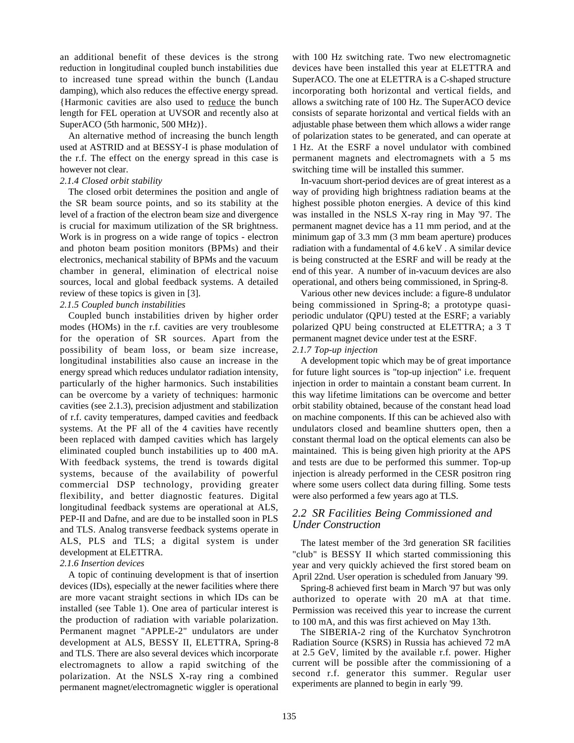an additional benefit of these devices is the strong reduction in longitudinal coupled bunch instabilities due to increased tune spread within the bunch (Landau damping), which also reduces the effective energy spread. {Harmonic cavities are also used to reduce the bunch length for FEL operation at UVSOR and recently also at SuperACO (5th harmonic, 500 MHz)}.

An alternative method of increasing the bunch length used at ASTRID and at BESSY-I is phase modulation of the r.f. The effect on the energy spread in this case is however not clear.

*2.1.4 Closed orbit stability*

The closed orbit determines the position and angle of the SR beam source points, and so its stability at the level of a fraction of the electron beam size and divergence is crucial for maximum utilization of the SR brightness. Work is in progress on a wide range of topics - electron and photon beam position monitors (BPMs) and their electronics, mechanical stability of BPMs and the vacuum chamber in general, elimination of electrical noise sources, local and global feedback systems. A detailed review of these topics is given in [3].

*2.1.5 Coupled bunch instabilities*

Coupled bunch instabilities driven by higher order modes (HOMs) in the r.f. cavities are very troublesome for the operation of SR sources. Apart from the possibility of beam loss, or beam size increase, longitudinal instabilities also cause an increase in the energy spread which reduces undulator radiation intensity, particularly of the higher harmonics. Such instabilities can be overcome by a variety of techniques: harmonic cavities (see 2.1.3), precision adjustment and stabilization of r.f. cavity temperatures, damped cavities and feedback systems. At the PF all of the 4 cavities have recently been replaced with damped cavities which has largely eliminated coupled bunch instabilities up to 400 mA. With feedback systems, the trend is towards digital systems, because of the availability of powerful commercial DSP technology, providing greater flexibility, and better diagnostic features. Digital longitudinal feedback systems are operational at ALS, PEP-II and Dafne, and are due to be installed soon in PLS and TLS. Analog transverse feedback systems operate in ALS, PLS and TLS; a digital system is under development at ELETTRA.

*2.1.6 Insertion devices*

A topic of continuing development is that of insertion devices (IDs), especially at the newer facilities where there are more vacant straight sections in which IDs can be installed (see Table 1). One area of particular interest is the production of radiation with variable polarization. Permanent magnet "APPLE-2" undulators are under development at ALS, BESSY II, ELETTRA, Spring-8 and TLS. There are also several devices which incorporate electromagnets to allow a rapid switching of the polarization. At the NSLS X-ray ring a combined permanent magnet/electromagnetic wiggler is operational with 100 Hz switching rate. Two new electromagnetic devices have been installed this year at ELETTRA and SuperACO. The one at ELETTRA is a C-shaped structure incorporating both horizontal and vertical fields, and allows a switching rate of 100 Hz. The SuperACO device consists of separate horizontal and vertical fields with an adjustable phase between them which allows a wider range of polarization states to be generated, and can operate at 1 Hz. At the ESRF a novel undulator with combined permanent magnets and electromagnets with a 5 ms switching time will be installed this summer.

In-vacuum short-period devices are of great interest as a way of providing high brightness radiation beams at the highest possible photon energies. A device of this kind was installed in the NSLS X-ray ring in May '97. The permanent magnet device has a 11 mm period, and at the minimum gap of 3.3 mm (3 mm beam aperture) produces radiation with a fundamental of 4.6 keV . A similar device is being constructed at the ESRF and will be ready at the end of this year. A number of in-vacuum devices are also operational, and others being commissioned, in Spring-8.

Various other new devices include: a figure-8 undulator being commissioned in Spring-8; a prototype quasi-periodic undulator (QPU) tested at the ESRF; a variably polarized QPU being constructed at ELETTRA; a 3 T permanent magnet device under test at the ESRF.

*2.1.7 Top-up injection*

A development topic which may be of great importance for future light sources is "top-up injection" i.e. frequent injection in order to maintain a constant beam current. In this way lifetime limitations can be overcome and better orbit stability obtained, because of the constant head load on machine components. If this can be achieved also with undulators closed and beamline shutters open, then a constant thermal load on the optical elements can also be maintained. This is being given high priority at the APS and tests are due to be performed this summer. Top-up injection is already performed in the CESR positron ring where some users collect data during filling. Some tests were also performed a few years ago at TLS.

## *2.2 SR Facilities Being Commissioned and Under Construction*

The latest member of the 3rd generation SR facilities "club" is BESSY II which started commissioning this year and very quickly achieved the first stored beam on April 22nd. User operation is scheduled from January '99.

Spring-8 achieved first beam in March '97 but was only authorized to operate with 20 mA at that time. Permission was received this year to increase the current to 100 mA, and this was first achieved on May 13th.

The SIBERIA-2 ring of the Kurchatov Synchrotron Radiation Source (KSRS) in Russia has achieved 72 mA at 2.5 GeV, limited by the available r.f. power. Higher current will be possible after the commissioning of a second r.f. generator this summer. Regular user experiments are planned to begin in early '99.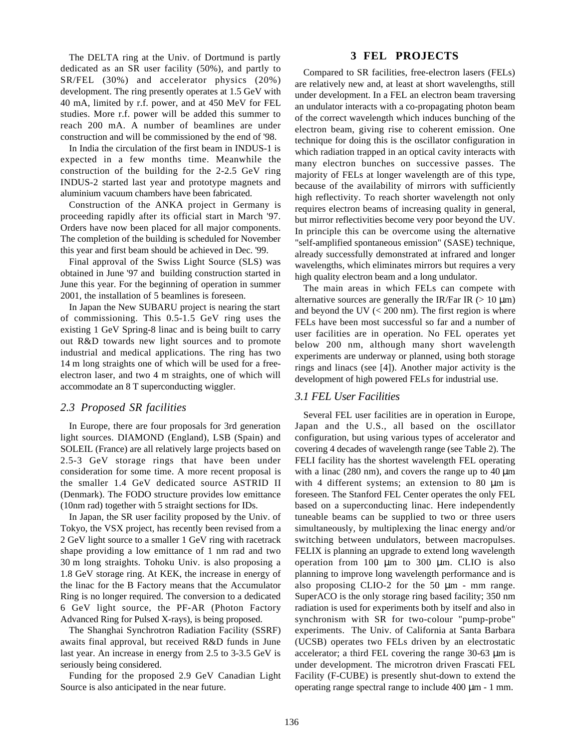The DELTA ring at the Univ. of Dortmund is partly dedicated as an SR user facility (50%), and partly to SR/FEL (30%) and accelerator physics (20%) development. The ring presently operates at 1.5 GeV with 40 mA, limited by r.f. power, and at 450 MeV for FEL studies. More r.f. power will be added this summer to reach 200 mA. A number of beamlines are under construction and will be commissioned by the end of '98.

In India the circulation of the first beam in INDUS-1 is expected in a few months time. Meanwhile the construction of the building for the 2-2.5 GeV ring INDUS-2 started last year and prototype magnets and aluminium vacuum chambers have been fabricated.

Construction of the ANKA project in Germany is proceeding rapidly after its official start in March '97. Orders have now been placed for all major components. The completion of the building is scheduled for November this year and first beam should be achieved in Dec. '99.

Final approval of the Swiss Light Source (SLS) was obtained in June '97 and building construction started in June this year. For the beginning of operation in summer 2001, the installation of 5 beamlines is foreseen.

In Japan the New SUBARU project is nearing the start of commissioning. This 0.5-1.5 GeV ring uses the existing 1 GeV Spring-8 linac and is being built to carry out R&D towards new light sources and to promote industrial and medical applications. The ring has two 14 m long straights one of which will be used for a free-electron laser, and two 4 m straights, one of which will accommodate an 8 T superconducting wiggler.

### *2.3 Proposed SR facilities*

In Europe, there are four proposals for 3rd generation light sources. DIAMOND (England), LSB (Spain) and SOLEIL (France) are all relatively large projects based on 2.5-3 GeV storage rings that have been under consideration for some time. A more recent proposal is the smaller 1.4 GeV dedicated source ASTRID II (Denmark). The FODO structure provides low emittance (10nm rad) together with 5 straight sections for IDs.

In Japan, the SR user facility proposed by the Univ. of Tokyo, the VSX project, has recently been revised from a 2 GeV light source to a smaller 1 GeV ring with racetrack shape providing a low emittance of 1 nm rad and two 30 m long straights. Tohoku Univ. is also proposing a 1.8 GeV storage ring. At KEK, the increase in energy of the linac for the B Factory means that the Accumulator Ring is no longer required. The conversion to a dedicated 6 GeV light source, the PF-AR (Photon Factory Advanced Ring for Pulsed X-rays), is being proposed.

The Shanghai Synchrotron Radiation Facility (SSRF) awaits final approval, but received R&D funds in June last year. An increase in energy from 2.5 to 3-3.5 GeV is seriously being considered.

Funding for the proposed 2.9 GeV Canadian Light Source is also anticipated in the near future.

## 3 FEL PROJECTS

Compared to SR facilities, free-electron lasers (FELs) are relatively new and, at least at short wavelengths, still under development. In a FEL an electron beam traversing an undulator interacts with a co-propagating photon beam of the correct wavelength which induces bunching of the electron beam, giving rise to coherent emission. One technique for doing this is the oscillator configuration in which radiation trapped in an optical cavity interacts with many electron bunches on successive passes. The majority of FELs at longer wavelength are of this type, because of the availability of mirrors with sufficiently high reflectivity. To reach shorter wavelength not only requires electron beams of increasing quality in general, but mirror reflectivities become very poor beyond the UV. In principle this can be overcome using the alternative "self-amplified spontaneous emission" (SASE) technique, already successfully demonstrated at infrared and longer wavelengths, which eliminates mirrors but requires a very high quality electron beam and a long undulator.

The main areas in which FELs can compete with alternative sources are generally the IR/Far IR (> 10 μm) and beyond the UV (< 200 nm). The first region is where FELs have been most successful so far and a number of user facilities are in operation. No FEL operates yet below 200 nm, although many short wavelength experiments are underway or planned, using both storage rings and linacs (see [4]). Another major activity is the development of high powered FELs for industrial use.

### *3.1 FEL User Facilities*

Several FEL user facilities are in operation in Europe, Japan and the U.S., all based on the oscillator configuration, but using various types of accelerator and covering 4 decades of wavelength range (see Table 2). The FELI facility has the shortest wavelength FEL operating with a linac (280 nm), and covers the range up to 40 μm with 4 different systems; an extension to 80 μm is foreseen. The Stanford FEL Center operates the only FEL based on a superconducting linac. Here independently tuneable beams can be supplied to two or three users simultaneously, by multiplexing the linac energy and/or switching between undulators, between macropulses. FELIX is planning an upgrade to extend long wavelength operation from 100 μm to 300 μm. CLIO is also planning to improve long wavelength performance and is also proposing CLIO-2 for the 50 μm - mm range. SuperACO is the only storage ring based facility; 350 nm radiation is used for experiments both by itself and also in synchronism with SR for two-colour "pump-probe" experiments. The Univ. of California at Santa Barbara (UCSB) operates two FELs driven by an electrostatic accelerator; a third FEL covering the range 30-63 μm is under development. The microtron driven Frascati FEL Facility (F-CUBE) is presently shut-down to extend the operating range spectral range to include 400 μm - 1 mm.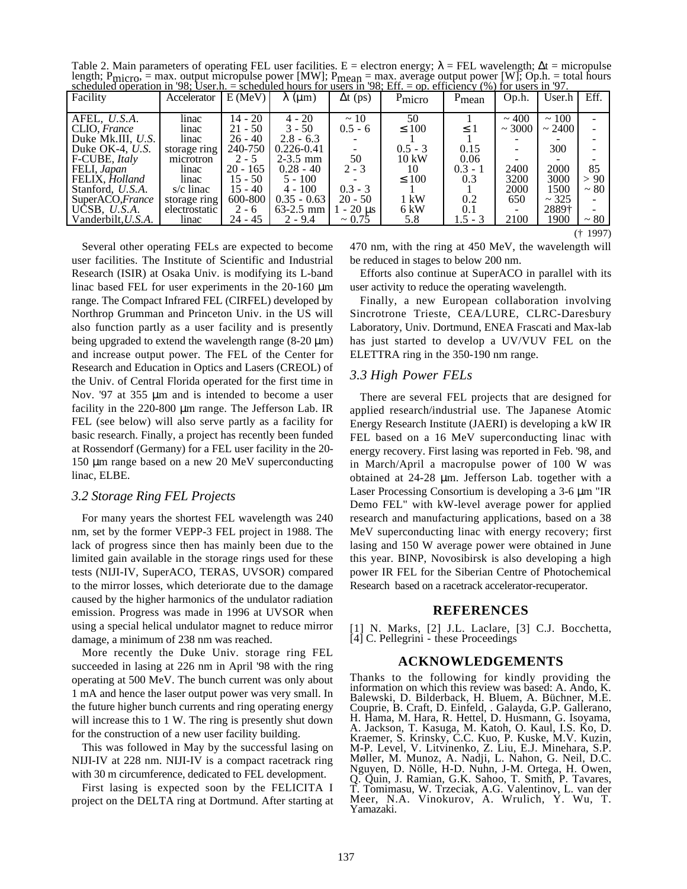Table 2. Main parameters of operating FEL user facilities. E = electron energy; λ = FEL wavelength; Δt = micropulse length; $P_{micro}$, = max. output micropulse power [MW]; $P_{mean}$ = max. average output power [W]; Op.h. = total hours scheduled operation in '98; User.h. = scheduled hours for users in '98; Eff. = op. efficiency (%) for users in '97.

| Facility | Accelerator | E (MeV) | λ (μm) | Δt (ps) | $P_{micro}$ | $P_{mean}$ | Op.h. | User.h | Eff. |
|---|---|---|---|---|---|---|---|---|---|
| AFEL, *U.S.A.* | linac | 14 - 20 | 4 - 20 | ~ 10 | 50 | 1 | ~ 400 | ~ 100 | - |
| CLIO, *France* | linac | 21 - 50 | 3 - 50 | 0.5 - 6 | ≤ 100 | ≤ 1 | ~ 3000 | ~ 2400 | - |
| Duke Mk.III, *U.S.* | linac | 26 - 40 | 2.8 - 6.3 | - | 1 | 1 | - | - | - |
| Duke OK-4, *U.S.* | storage ring | 240-750 | 0.226-0.41 | - | 0.5 - 3 | 0.15 | - | 300 | - |
| F-CUBE, *Italy* | microtron | 2 - 5 | 2-3.5 mm | 50 | 10 kW | 0.06 | - | - | - |
| FELI, *Japan* | linac | 20 - 165 | 0.28 - 40 | 2 - 3 | 10 | 0.3 - 1 | 2400 | 2000 | 85 |
| FELIX, *Holland* | linac | 15 - 50 | 5 - 100 | - | ≤ 100 | 0.3 | 3200 | 3000 | > 90 |
| Stanford, *U.S.A.* | s/c linac | 15 - 40 | 4 - 100 | 0.3 - 3 | 1 | 1 | 2000 | 1500 | ~ 80 |
| SuperACO,*France* | storage ring | 600-800 | 0.35 - 0.63 | 20 - 50 | 1 kW | 0.2 | 650 | ~ 325 | - |
| UCSB, *U.S.A.* | electrostatic | 2 - 6 | 63-2.5 mm | 1 - 20 μs | 6 kW | 0.1 | - | 2889† | - |
| Vanderbilt,*U.S.A.* | linac | 24 - 45 | 2 - 9.4 | ~ 0.75 | 5.8 | 1.5 - 3 | 2100 | 1900 | ~ 80 |

(† 1997)

Several other operating FELs are expected to become user facilities. The Institute of Scientific and Industrial Research (ISIR) at Osaka Univ. is modifying its L-band linac based FEL for user experiments in the 20-160 μm range. The Compact Infrared FEL (CIRFEL) developed by Northrop Grumman and Princeton Univ. in the US will also function partly as a user facility and is presently being upgraded to extend the wavelength range (8-20 μm) and increase output power. The FEL of the Center for Research and Education in Optics and Lasers (CREOL) of the Univ. of Central Florida operated for the first time in Nov. '97 at 355 μm and is intended to become a user facility in the 220-800 μm range. The Jefferson Lab. IR FEL (see below) will also serve partly as a facility for basic research. Finally, a project has recently been funded at Rossendorf (Germany) for a FEL user facility in the 20-150 μm range based on a new 20 MeV superconducting linac, ELBE.

### *3.2 Storage Ring FEL Projects*

For many years the shortest FEL wavelength was 240 nm, set by the former VEPP-3 FEL project in 1988. The lack of progress since then has mainly been due to the limited gain available in the storage rings used for these tests (NIJI-IV, SuperACO, TERAS, UVSOR) compared to the mirror losses, which deteriorate due to the damage caused by the higher harmonics of the undulator radiation emission. Progress was made in 1996 at UVSOR when using a special helical undulator magnet to reduce mirror damage, a minimum of 238 nm was reached.

More recently the Duke Univ. storage ring FEL succeeded in lasing at 226 nm in April '98 with the ring operating at 500 MeV. The bunch current was only about 1 mA and hence the laser output power was very small. In the future higher bunch currents and ring operating energy will increase this to 1 W. The ring is presently shut down for the construction of a new user facility building.

This was followed in May by the successful lasing on NIJI-IV at 228 nm. NIJI-IV is a compact racetrack ring with 30 m circumference, dedicated to FEL development.

First lasing is expected soon by the FELICITA I project on the DELTA ring at Dortmund. After starting at 470 nm, with the ring at 450 MeV, the wavelength will be reduced in stages to below 200 nm.

Efforts also continue at SuperACO in parallel with its user activity to reduce the operating wavelength.

Finally, a new European collaboration involving Sincrotrone Trieste, CEA/LURE, CLRC-Daresbury Laboratory, Univ. Dortmund, ENEA Frascati and Max-lab has just started to develop a UV/VUV FEL on the ELETTRA ring in the 350-190 nm range.

### *3.3 High Power FELs*

There are several FEL projects that are designed for applied research/industrial use. The Japanese Atomic Energy Research Institute (JAERI) is developing a kW IR FEL based on a 16 MeV superconducting linac with energy recovery. First lasing was reported in Feb. '98, and in March/April a macropulse power of 100 W was obtained at 24-28 μm. Jefferson Lab. together with a Laser Processing Consortium is developing a 3-6 μm "IR Demo FEL" with kW-level average power for applied research and manufacturing applications, based on a 38 MeV superconducting linac with energy recovery; first lasing and 150 W average power were obtained in June this year. BINP, Novosibirsk is also developing a high power IR FEL for the Siberian Centre of Photochemical Research based on a racetrack accelerator-recuperator.

## REFERENCES

[1] N. Marks, [2] J.L. Laclare, [3] C.J. Bocchetta, [4] C. Pellegrini - these Proceedings

## ACKNOWLEDGEMENTS

Thanks to the following for kindly providing the information on which this review was based: A. Ando, K. Balewski, D. Bilderback, H. Bluem, A. Büchner, M.E. Couprie, B. Craft, D. Einfeld, . Galayda, G.P. Gallerano, H. Hama, M. Hara, R. Hettel, D. Husmann, C. Isoyama, A. Jackson, T. Kasuga, M. Katoh, O. Kaul, I.S. Ko, D. Kraemer, S. Krinsky, C.C. Kuo, P. Kuske, M.V. Kuzin, M-P. Level, V. Litvinenko, Z. Liu, E.J. Minehara, S.P. Møller, M. Munoz, A. Nadji, L. Nahon, G. Neil, D.C. Nguyen, D. Nölle, H-D. Nuhn, J-M. Ortega, H. Owen, Q. Quin, J. Ramian, G.K. Sahoo, T. Smith, P. Tavares, T. Tomimasu, W. Trzeciak, A.G. Valentinov, L. van der Meer, N.A. Vinokurov, A. Wrulich, Y. Wu, T. Yamazaki.